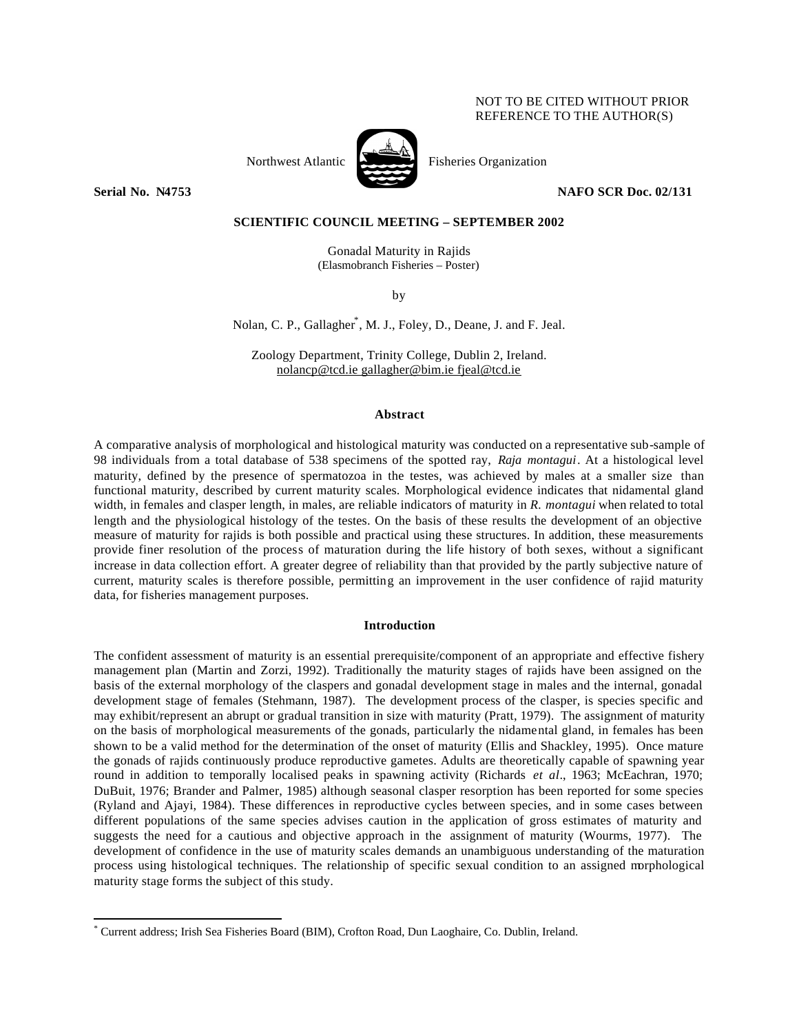NOT TO BE CITED WITHOUT PRIOR REFERENCE TO THE AUTHOR(S)

Northwest Atlantic Fisheries Organization

**Serial No. N4753** **NAFO SCR Doc. 02/131**

**SCIENTIFIC COUNCIL MEETING – SEPTEMBER 2002**

# Gonadal Maturity in Rajids

(Elasmobranch Fisheries – Poster)

by

Nolan, C. P., Gallagher[*], M. J., Foley, D., Deane, J. and F. Jeal.

Zoology Department, Trinity College, Dublin 2, Ireland.
nolancp@tcd.ie gallagher@bim.ie fjeal@tcd.ie

## Abstract

A comparative analysis of morphological and histological maturity was conducted on a representative sub-sample of 98 individuals from a total database of 538 specimens of the spotted ray, *Raja montagui*. At a histological level maturity, defined by the presence of spermatozoa in the testes, was achieved by males at a smaller size than functional maturity, described by current maturity scales. Morphological evidence indicates that nidamental gland width, in females and clasper length, in males, are reliable indicators of maturity in *R. montagui* when related to total length and the physiological histology of the testes. On the basis of these results the development of an objective measure of maturity for rajids is both possible and practical using these structures. In addition, these measurements provide finer resolution of the process of maturation during the life history of both sexes, without a significant increase in data collection effort. A greater degree of reliability than that provided by the partly subjective nature of current, maturity scales is therefore possible, permitting an improvement in the user confidence of rajid maturity data, for fisheries management purposes.

## Introduction

The confident assessment of maturity is an essential prerequisite/component of an appropriate and effective fishery management plan (Martin and Zorzi, 1992). Traditionally the maturity stages of rajids have been assigned on the basis of the external morphology of the claspers and gonadal development stage in males and the internal, gonadal development stage of females (Stehmann, 1987). The development process of the clasper, is species specific and may exhibit/represent an abrupt or gradual transition in size with maturity (Pratt, 1979). The assignment of maturity on the basis of morphological measurements of the gonads, particularly the nidamental gland, in females has been shown to be a valid method for the determination of the onset of maturity (Ellis and Shackley, 1995). Once mature the gonads of rajids continuously produce reproductive gametes. Adults are theoretically capable of spawning year round in addition to temporally localised peaks in spawning activity (Richards *et al*., 1963; McEachran, 1970; DuBuit, 1976; Brander and Palmer, 1985) although seasonal clasper resorption has been reported for some species (Ryland and Ajayi, 1984). These differences in reproductive cycles between species, and in some cases between different populations of the same species advises caution in the application of gross estimates of maturity and suggests the need for a cautious and objective approach in the assignment of maturity (Wourms, 1977). The development of confidence in the use of maturity scales demands an unambiguous understanding of the maturation process using histological techniques. The relationship of specific sexual condition to an assigned morphological maturity stage forms the subject of this study.

---

[*] Current address; Irish Sea Fisheries Board (BIM), Crofton Road, Dun Laoghaire, Co. Dublin, Ireland.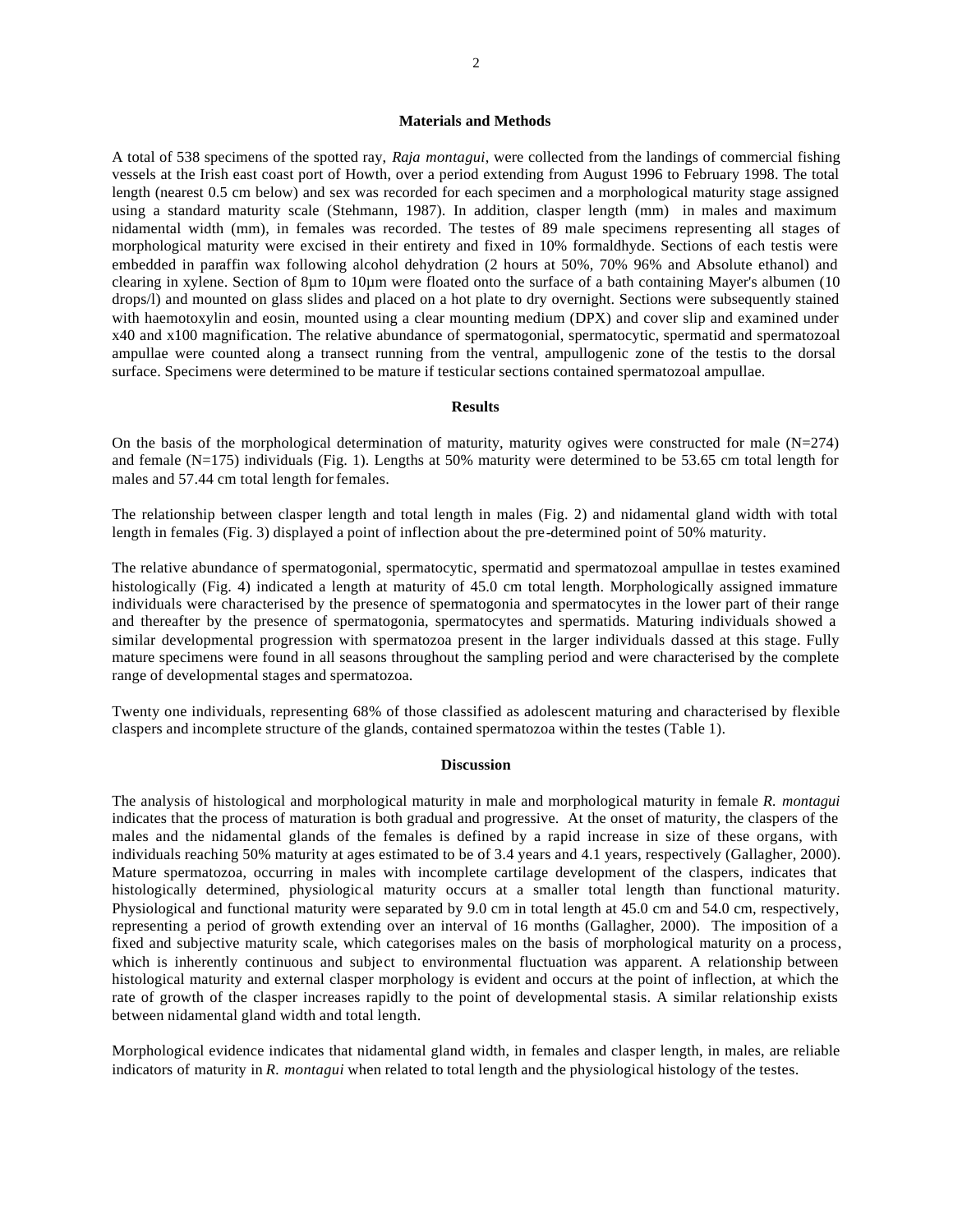## Materials and Methods

A total of 538 specimens of the spotted ray, *Raja montagui*, were collected from the landings of commercial fishing vessels at the Irish east coast port of Howth, over a period extending from August 1996 to February 1998. The total length (nearest 0.5 cm below) and sex was recorded for each specimen and a morphological maturity stage assigned using a standard maturity scale (Stehmann, 1987). In addition, clasper length (mm) in males and maximum nidamental width (mm), in females was recorded. The testes of 89 male specimens representing all stages of morphological maturity were excised in their entirety and fixed in 10% formaldhyde. Sections of each testis were embedded in paraffin wax following alcohol dehydration (2 hours at 50%, 70% 96% and Absolute ethanol) and clearing in xylene. Section of 8µm to 10µm were floated onto the surface of a bath containing Mayer's albumen (10 drops/l) and mounted on glass slides and placed on a hot plate to dry overnight. Sections were subsequently stained with haemotoxylin and eosin, mounted using a clear mounting medium (DPX) and cover slip and examined under x40 and x100 magnification. The relative abundance of spermatogonial, spermatocytic, spermatid and spermatozoal ampullae were counted along a transect running from the ventral, ampullogenic zone of the testis to the dorsal surface. Specimens were determined to be mature if testicular sections contained spermatozoal ampullae.

## Results

On the basis of the morphological determination of maturity, maturity ogives were constructed for male (N=274) and female (N=175) individuals (Fig. 1). Lengths at 50% maturity were determined to be 53.65 cm total length for males and 57.44 cm total length for females.

The relationship between clasper length and total length in males (Fig. 2) and nidamental gland width with total length in females (Fig. 3) displayed a point of inflection about the pre-determined point of 50% maturity.

The relative abundance of spermatogonial, spermatocytic, spermatid and spermatozoal ampullae in testes examined histologically (Fig. 4) indicated a length at maturity of 45.0 cm total length. Morphologically assigned immature individuals were characterised by the presence of spermatogonia and spermatocytes in the lower part of their range and thereafter by the presence of spermatogonia, spermatocytes and spermatids. Maturing individuals showed a similar developmental progression with spermatozoa present in the larger individuals classed at this stage. Fully mature specimens were found in all seasons throughout the sampling period and were characterised by the complete range of developmental stages and spermatozoa.

Twenty one individuals, representing 68% of those classified as adolescent maturing and characterised by flexible claspers and incomplete structure of the glands, contained spermatozoa within the testes (Table 1).

## Discussion

The analysis of histological and morphological maturity in male and morphological maturity in female *R. montagui* indicates that the process of maturation is both gradual and progressive. At the onset of maturity, the claspers of the males and the nidamental glands of the females is defined by a rapid increase in size of these organs, with individuals reaching 50% maturity at ages estimated to be of 3.4 years and 4.1 years, respectively (Gallagher, 2000). Mature spermatozoa, occurring in males with incomplete cartilage development of the claspers, indicates that histologically determined, physiological maturity occurs at a smaller total length than functional maturity. Physiological and functional maturity were separated by 9.0 cm in total length at 45.0 cm and 54.0 cm, respectively, representing a period of growth extending over an interval of 16 months (Gallagher, 2000). The imposition of a fixed and subjective maturity scale, which categorises males on the basis of morphological maturity on a process, which is inherently continuous and subject to environmental fluctuation was apparent. A relationship between histological maturity and external clasper morphology is evident and occurs at the point of inflection, at which the rate of growth of the clasper increases rapidly to the point of developmental stasis. A similar relationship exists between nidamental gland width and total length.

Morphological evidence indicates that nidamental gland width, in females and clasper length, in males, are reliable indicators of maturity in *R. montagui* when related to total length and the physiological histology of the testes.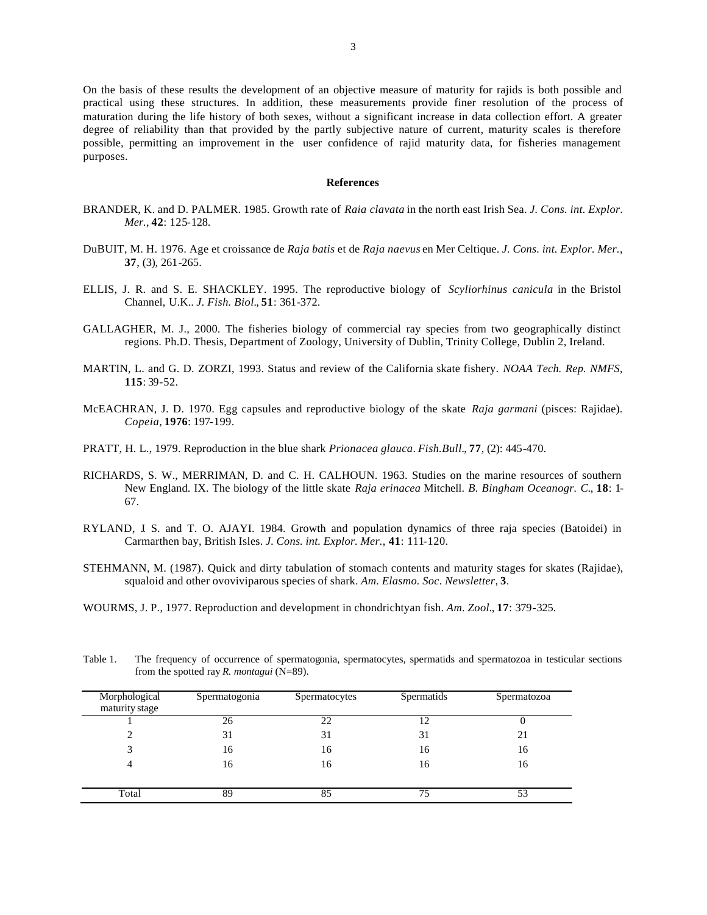On the basis of these results the development of an objective measure of maturity for rajids is both possible and practical using these structures. In addition, these measurements provide finer resolution of the process of maturation during the life history of both sexes, without a significant increase in data collection effort. A greater degree of reliability than that provided by the partly subjective nature of current, maturity scales is therefore possible, permitting an improvement in the user confidence of rajid maturity data, for fisheries management purposes.

## References

BRANDER, K. and D. PALMER. 1985. Growth rate of *Raia clavata* in the north east Irish Sea. *J. Cons. int. Explor. Mer.*, **42**: 125-128.

DuBUIT, M. H. 1976. Age et croissance de *Raja batis* et de *Raja naevus* en Mer Celtique. *J. Cons. int. Explor. Mer.*, **37**, (3), 261-265.

ELLIS, J. R. and S. E. SHACKLEY. 1995. The reproductive biology of *Scyliorhinus canicula* in the Bristol Channel, U.K.. *J. Fish. Biol*., **51**: 361-372.

GALLAGHER, M. J., 2000. The fisheries biology of commercial ray species from two geographically distinct regions. Ph.D. Thesis, Department of Zoology, University of Dublin, Trinity College, Dublin 2, Ireland.

MARTIN, L. and G. D. ZORZI, 1993. Status and review of the California skate fishery. *NOAA Tech. Rep. NMFS*, **115**: 39-52.

McEACHRAN, J. D. 1970. Egg capsules and reproductive biology of the skate *Raja garmani* (pisces: Rajidae). *Copeia*, **1976**: 197-199.

PRATT, H. L., 1979. Reproduction in the blue shark *Prionacea glauca*. *Fish.Bull*., **77**, (2): 445-470.

RICHARDS, S. W., MERRIMAN, D. and C. H. CALHOUN. 1963. Studies on the marine resources of southern New England. IX. The biology of the little skate *Raja erinacea* Mitchell. *B. Bingham Oceanogr. C*., **18**: 1-67.

RYLAND, J. S. and T. O. AJAYI. 1984. Growth and population dynamics of three raja species (Batoidei) in Carmarthen bay, British Isles. *J. Cons. int. Explor. Mer.*, **41**: 111-120.

STEHMANN, M. (1987). Quick and dirty tabulation of stomach contents and maturity stages for skates (Rajidae), squaloid and other ovoviviparous species of shark. *Am. Elasmo. Soc. Newsletter*, **3**.

WOURMS, J. P., 1977. Reproduction and development in chondrichtyan fish. *Am. Zool*., **17**: 379-325.

Table 1. The frequency of occurrence of spermatogonia, spermatocytes, spermatids and spermatozoa in testicular sections from the spotted ray *R. montagui* (N=89).

| Morphological maturity stage | Spermatogonia | Spermatocytes | Spermatids | Spermatozoa |
|---|---|---|---|---|
| 1 | 26 | 22 | 12 | 0 |
| 2 | 31 | 31 | 31 | 21 |
| 3 | 16 | 16 | 16 | 16 |
| 4 | 16 | 16 | 16 | 16 |
| Total | 89 | 85 | 75 | 53 |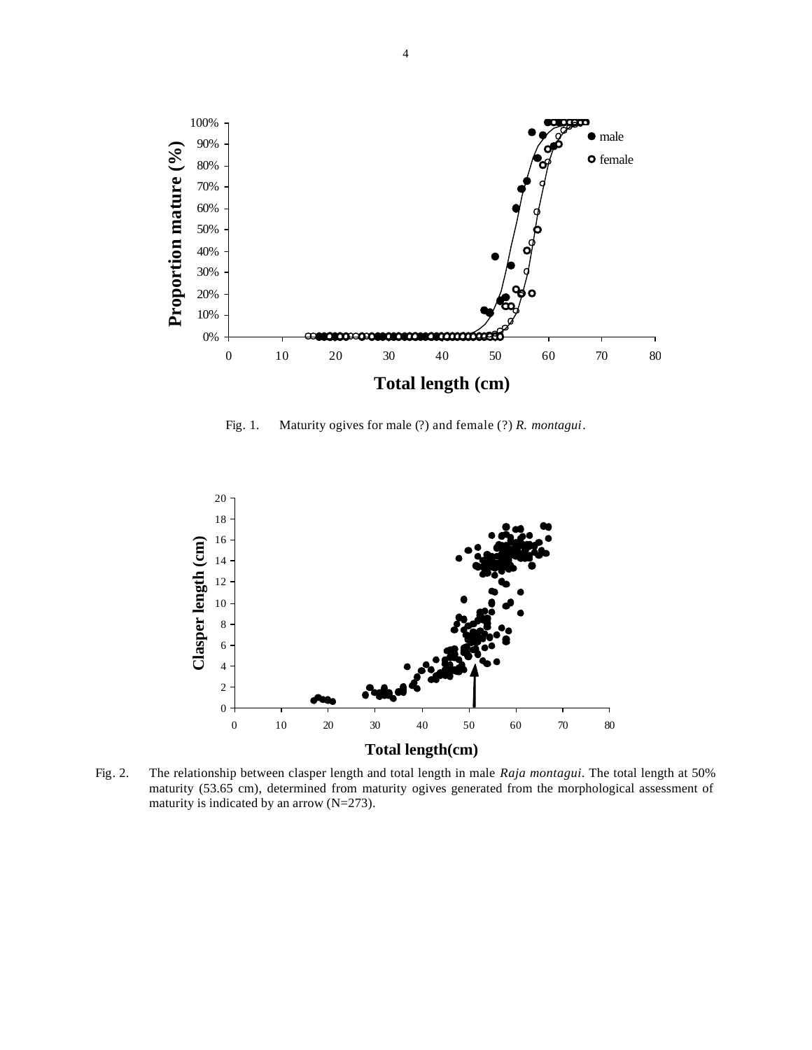Fig. 1. Maturity ogives for male (?) and female (?) *R. montagui*.

Fig. 2. The relationship between clasper length and total length in male *Raja montagui*. The total length at 50% maturity (53.65 cm), determined from maturity ogives generated from the morphological assessment of maturity is indicated by an arrow (N=273).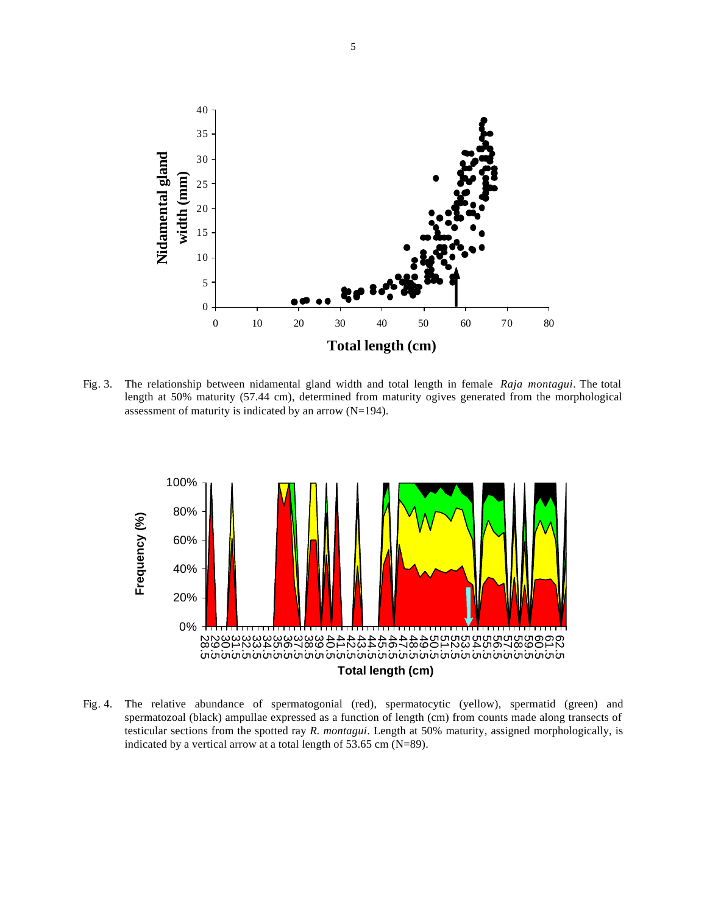40
35
30
25
20
15
10
5
0

0 10 20 30 40 50 60 70 80

**Nidamental gland width (mm)**

**Total length (cm)**

Fig. 3. The relationship between nidamental gland width and total length in female *Raja montagui*. The total length at 50% maturity (57.44 cm), determined from maturity ogives generated from the morphological assessment of maturity is indicated by an arrow (N=194).

100%
80%
60%
40%
20%
0%

28.5 29.5 30.5 31.5 32.5 33.5 34.5 35.5 36.5 37.5 38.5 39.5 40.5 41.5 42.5 43.5 44.5 45.5 46.5 47.5 48.5 49.5 50.5 51.5 52.5 53.5 54.5 55.5 56.5 57.5 58.5 59.5 60.5 61.5 62.5

**Frequency (%)**

**Total length (cm)**

Fig. 4. The relative abundance of spermatogonial (red), spermatocytic (yellow), spermatid (green) and spermatozoal (black) ampullae expressed as a function of length (cm) from counts made along transects of testicular sections from the spotted ray *R. montagui*. Length at 50% maturity, assigned morphologically, is indicated by a vertical arrow at a total length of 53.65 cm (N=89).